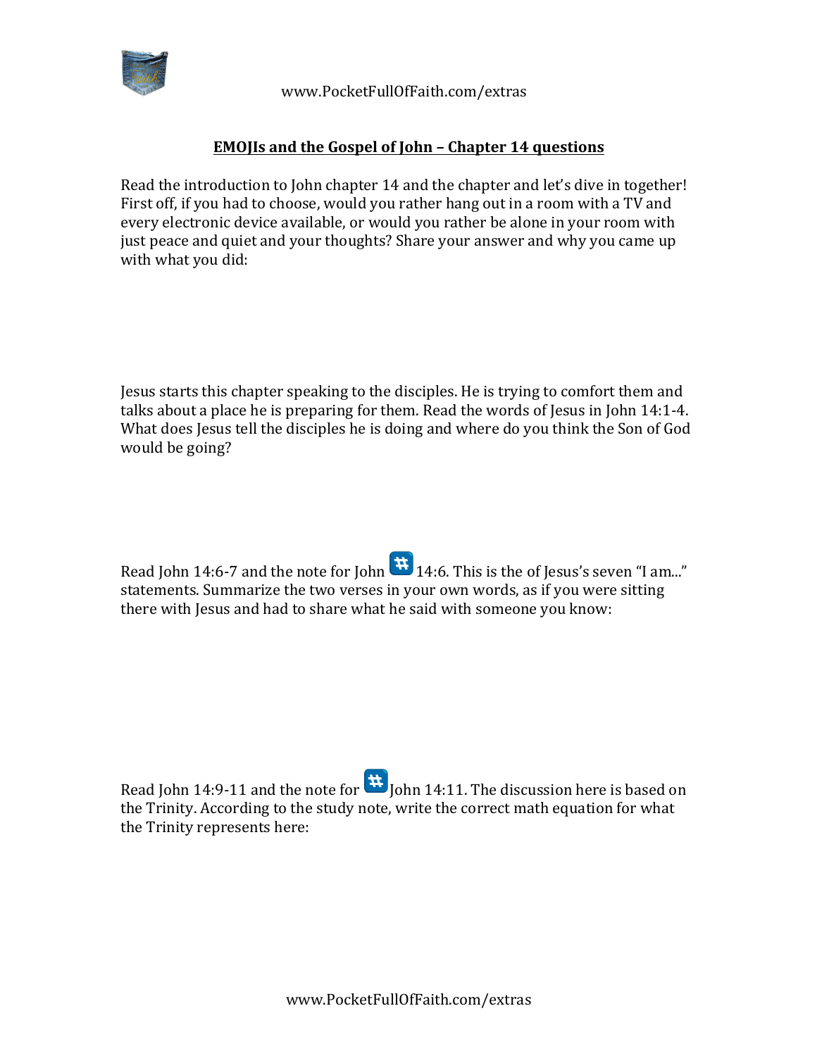## **EMOJIs and the Gospel of John – Chapter 14 questions**

Read the introduction to John chapter 14 and the chapter and let's dive in together! First off, if you had to choose, would you rather hang out in a room with a TV and every electronic device available, or would you rather be alone in your room with just peace and quiet and your thoughts? Share your answer and why you came up with what you did:

Jesus starts this chapter speaking to the disciples. He is trying to comfort them and talks about a place he is preparing for them. Read the words of Jesus in John 14:1-4. What does Jesus tell the disciples he is doing and where do you think the Son of God would be going?

Read John 14:6-7 and the note for John #️⃣ 14:6. This is the of Jesus's seven "I am..." statements. Summarize the two verses in your own words, as if you were sitting there with Jesus and had to share what he said with someone you know:

Read John 14:9-11 and the note for #️⃣ John 14:11. The discussion here is based on the Trinity. According to the study note, write the correct math equation for what the Trinity represents here: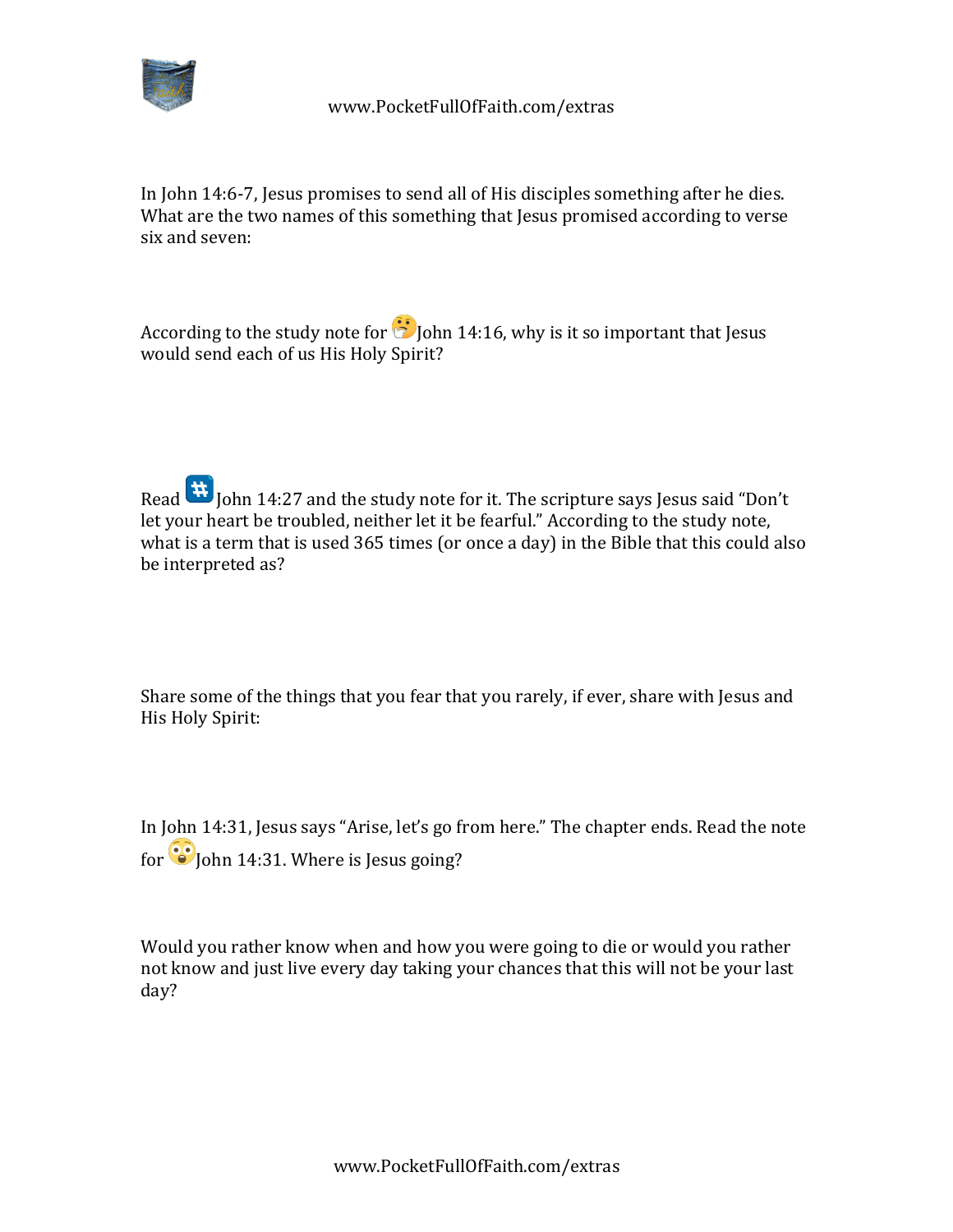In John 14:6-7, Jesus promises to send all of His disciples something after he dies. What are the two names of this something that Jesus promised according to verse six and seven:

According to the study note for 🤔John 14:16, why is it so important that Jesus would send each of us His Holy Spirit?

Read #️⃣John 14:27 and the study note for it. The scripture says Jesus said "Don't let your heart be troubled, neither let it be fearful." According to the study note, what is a term that is used 365 times (or once a day) in the Bible that this could also be interpreted as?

Share some of the things that you fear that you rarely, if ever, share with Jesus and His Holy Spirit:

In John 14:31, Jesus says "Arise, let's go from here." The chapter ends. Read the note for 😳John 14:31. Where is Jesus going?

Would you rather know when and how you were going to die or would you rather not know and just live every day taking your chances that this will not be your last day?